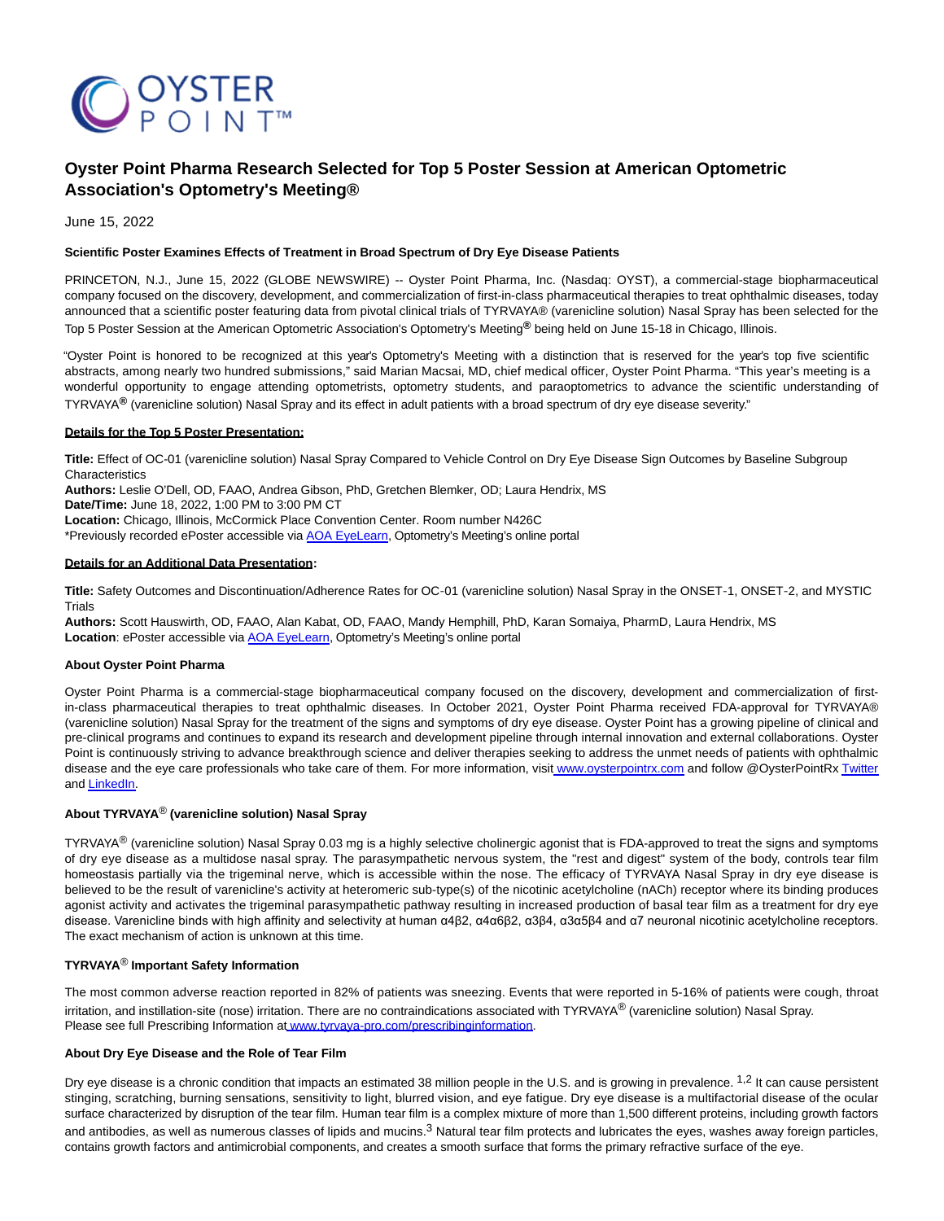# Oyster Point Pharma Research Selected for Top 5 Poster Session at American Optometric Association's Optometry's Meeting®

June 15, 2022

**Scientific Poster Examines Effects of Treatment in Broad Spectrum of Dry Eye Disease Patients**

PRINCETON, N.J., June 15, 2022 (GLOBE NEWSWIRE) -- Oyster Point Pharma, Inc. (Nasdaq: OYST), a commercial-stage biopharmaceutical company focused on the discovery, development, and commercialization of first-in-class pharmaceutical therapies to treat ophthalmic diseases, today announced that a scientific poster featuring data from pivotal clinical trials of TYRVAYA® (varenicline solution) Nasal Spray has been selected for the Top 5 Poster Session at the American Optometric Association's Optometry's Meeting® being held on June 15-18 in Chicago, Illinois.

"Oyster Point is honored to be recognized at this year's Optometry's Meeting with a distinction that is reserved for the year's top five scientific abstracts, among nearly two hundred submissions," said Marian Macsai, MD, chief medical officer, Oyster Point Pharma. "This year's meeting is a wonderful opportunity to engage attending optometrists, optometry students, and paraoptometrics to advance the scientific understanding of TYRVAYA® (varenicline solution) Nasal Spray and its effect in adult patients with a broad spectrum of dry eye disease severity."

**Details for the Top 5 Poster Presentation:**

**Title:** Effect of OC-01 (varenicline solution) Nasal Spray Compared to Vehicle Control on Dry Eye Disease Sign Outcomes by Baseline Subgroup Characteristics
**Authors:** Leslie O'Dell, OD, FAAO, Andrea Gibson, PhD, Gretchen Blemker, OD; Laura Hendrix, MS
**Date/Time:** June 18, 2022, 1:00 PM to 3:00 PM CT
**Location:** Chicago, Illinois, McCormick Place Convention Center. Room number N426C
*Previously recorded ePoster accessible via AOA EyeLearn, Optometry's Meeting's online portal

**Details for an Additional Data Presentation:**

**Title:** Safety Outcomes and Discontinuation/Adherence Rates for OC-01 (varenicline solution) Nasal Spray in the ONSET-1, ONSET-2, and MYSTIC Trials
**Authors:** Scott Hauswirth, OD, FAAO, Alan Kabat, OD, FAAO, Mandy Hemphill, PhD, Karan Somaiya, PharmD, Laura Hendrix, MS
**Location**: ePoster accessible via AOA EyeLearn, Optometry's Meeting's online portal

**About Oyster Point Pharma**

Oyster Point Pharma is a commercial-stage biopharmaceutical company focused on the discovery, development and commercialization of first-in-class pharmaceutical therapies to treat ophthalmic diseases. In October 2021, Oyster Point Pharma received FDA-approval for TYRVAYA® (varenicline solution) Nasal Spray for the treatment of the signs and symptoms of dry eye disease. Oyster Point has a growing pipeline of clinical and pre-clinical programs and continues to expand its research and development pipeline through internal innovation and external collaborations. Oyster Point is continuously striving to advance breakthrough science and deliver therapies seeking to address the unmet needs of patients with ophthalmic disease and the eye care professionals who take care of them. For more information, visit www.oysterpointrx.com and follow @OysterPointRx Twitter and LinkedIn.

**About TYRVAYA® (varenicline solution) Nasal Spray**

TYRVAYA® (varenicline solution) Nasal Spray 0.03 mg is a highly selective cholinergic agonist that is FDA-approved to treat the signs and symptoms of dry eye disease as a multidose nasal spray. The parasympathetic nervous system, the "rest and digest" system of the body, controls tear film homeostasis partially via the trigeminal nerve, which is accessible within the nose. The efficacy of TYRVAYA Nasal Spray in dry eye disease is believed to be the result of varenicline's activity at heteromeric sub-type(s) of the nicotinic acetylcholine (nACh) receptor where its binding produces agonist activity and activates the trigeminal parasympathetic pathway resulting in increased production of basal tear film as a treatment for dry eye disease. Varenicline binds with high affinity and selectivity at human α4β2, α4α6β2, α3β4, α3α5β4 and α7 neuronal nicotinic acetylcholine receptors. The exact mechanism of action is unknown at this time.

**TYRVAYA® Important Safety Information**

The most common adverse reaction reported in 82% of patients was sneezing. Events that were reported in 5-16% of patients were cough, throat irritation, and instillation-site (nose) irritation. There are no contraindications associated with TYRVAYA® (varenicline solution) Nasal Spray.
Please see full Prescribing Information at www.tyrvaya-pro.com/prescribinginformation.

**About Dry Eye Disease and the Role of Tear Film**

Dry eye disease is a chronic condition that impacts an estimated 38 million people in the U.S. and is growing in prevalence. [1,2] It can cause persistent stinging, scratching, burning sensations, sensitivity to light, blurred vision, and eye fatigue. Dry eye disease is a multifactorial disease of the ocular surface characterized by disruption of the tear film. Human tear film is a complex mixture of more than 1,500 different proteins, including growth factors and antibodies, as well as numerous classes of lipids and mucins.[3] Natural tear film protects and lubricates the eyes, washes away foreign particles, contains growth factors and antimicrobial components, and creates a smooth surface that forms the primary refractive surface of the eye.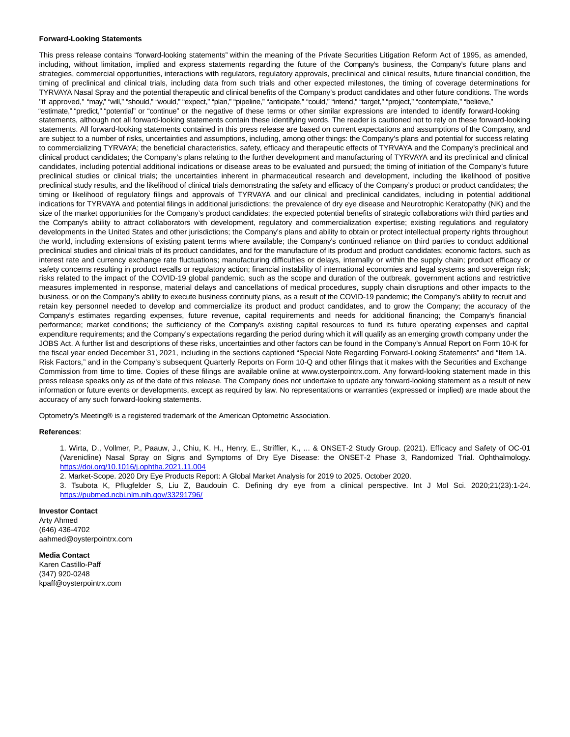**Forward-Looking Statements**

This press release contains "forward-looking statements" within the meaning of the Private Securities Litigation Reform Act of 1995, as amended, including, without limitation, implied and express statements regarding the future of the Company's business, the Company's future plans and strategies, commercial opportunities, interactions with regulators, regulatory approvals, preclinical and clinical results, future financial condition, the timing of preclinical and clinical trials, including data from such trials and other expected milestones, the timing of coverage determinations for TYRVAYA Nasal Spray and the potential therapeutic and clinical benefits of the Company's product candidates and other future conditions. The words "if approved," "may," "will," "should," "would," "expect," "plan," "pipeline," "anticipate," "could," "intend," "target," "project," "contemplate," "believe," "estimate," "predict," "potential" or "continue" or the negative of these terms or other similar expressions are intended to identify forward-looking statements, although not all forward-looking statements contain these identifying words. The reader is cautioned not to rely on these forward-looking statements. All forward-looking statements contained in this press release are based on current expectations and assumptions of the Company, and are subject to a number of risks, uncertainties and assumptions, including, among other things: the Company's plans and potential for success relating to commercializing TYRVAYA; the beneficial characteristics, safety, efficacy and therapeutic effects of TYRVAYA and the Company's preclinical and clinical product candidates; the Company's plans relating to the further development and manufacturing of TYRVAYA and its preclinical and clinical candidates, including potential additional indications or disease areas to be evaluated and pursued; the timing of initiation of the Company's future preclinical studies or clinical trials; the uncertainties inherent in pharmaceutical research and development, including the likelihood of positive preclinical study results, and the likelihood of clinical trials demonstrating the safety and efficacy of the Company's product or product candidates; the timing or likelihood of regulatory filings and approvals of TYRVAYA and our clinical and preclinical candidates, including in potential additional indications for TYRVAYA and potential filings in additional jurisdictions; the prevalence of dry eye disease and Neurotrophic Keratopathy (NK) and the size of the market opportunities for the Company's product candidates; the expected potential benefits of strategic collaborations with third parties and the Company's ability to attract collaborators with development, regulatory and commercialization expertise; existing regulations and regulatory developments in the United States and other jurisdictions; the Company's plans and ability to obtain or protect intellectual property rights throughout the world, including extensions of existing patent terms where available; the Company's continued reliance on third parties to conduct additional preclinical studies and clinical trials of its product candidates, and for the manufacture of its product and product candidates; economic factors, such as interest rate and currency exchange rate fluctuations; manufacturing difficulties or delays, internally or within the supply chain; product efficacy or safety concerns resulting in product recalls or regulatory action; financial instability of international economies and legal systems and sovereign risk; risks related to the impact of the COVID-19 global pandemic, such as the scope and duration of the outbreak, government actions and restrictive measures implemented in response, material delays and cancellations of medical procedures, supply chain disruptions and other impacts to the business, or on the Company's ability to execute business continuity plans, as a result of the COVID-19 pandemic; the Company's ability to recruit and retain key personnel needed to develop and commercialize its product and product candidates, and to grow the Company; the accuracy of the Company's estimates regarding expenses, future revenue, capital requirements and needs for additional financing; the Company's financial performance; market conditions; the sufficiency of the Company's existing capital resources to fund its future operating expenses and capital expenditure requirements; and the Company's expectations regarding the period during which it will qualify as an emerging growth company under the JOBS Act. A further list and descriptions of these risks, uncertainties and other factors can be found in the Company's Annual Report on Form 10-K for the fiscal year ended December 31, 2021, including in the sections captioned "Special Note Regarding Forward-Looking Statements" and "Item 1A. Risk Factors," and in the Company's subsequent Quarterly Reports on Form 10-Q and other filings that it makes with the Securities and Exchange Commission from time to time. Copies of these filings are available online at www.oysterpointrx.com. Any forward-looking statement made in this press release speaks only as of the date of this release. The Company does not undertake to update any forward-looking statement as a result of new information or future events or developments, except as required by law. No representations or warranties (expressed or implied) are made about the accuracy of any such forward-looking statements.

Optometry's Meeting® is a registered trademark of the American Optometric Association.

**References**:

1. Wirta, D., Vollmer, P., Paauw, J., Chiu, K. H., Henry, E., Striffler, K., ... & ONSET-2 Study Group. (2021). Efficacy and Safety of OC-01 (Varenicline) Nasal Spray on Signs and Symptoms of Dry Eye Disease: the ONSET-2 Phase 3, Randomized Trial. Ophthalmology. https://doi.org/10.1016/j.ophtha.2021.11.004
2. Market-Scope. 2020 Dry Eye Products Report: A Global Market Analysis for 2019 to 2025. October 2020.
3. Tsubota K, Pflugfelder S, Liu Z, Baudouin C. Defining dry eye from a clinical perspective. Int J Mol Sci. 2020;21(23):1-24. https://pubmed.ncbi.nlm.nih.gov/33291796/

**Investor Contact**
Arty Ahmed
(646) 436-4702
aahmed@oysterpointrx.com

**Media Contact**
Karen Castillo-Paff
(347) 920-0248
kpaff@oysterpointrx.com